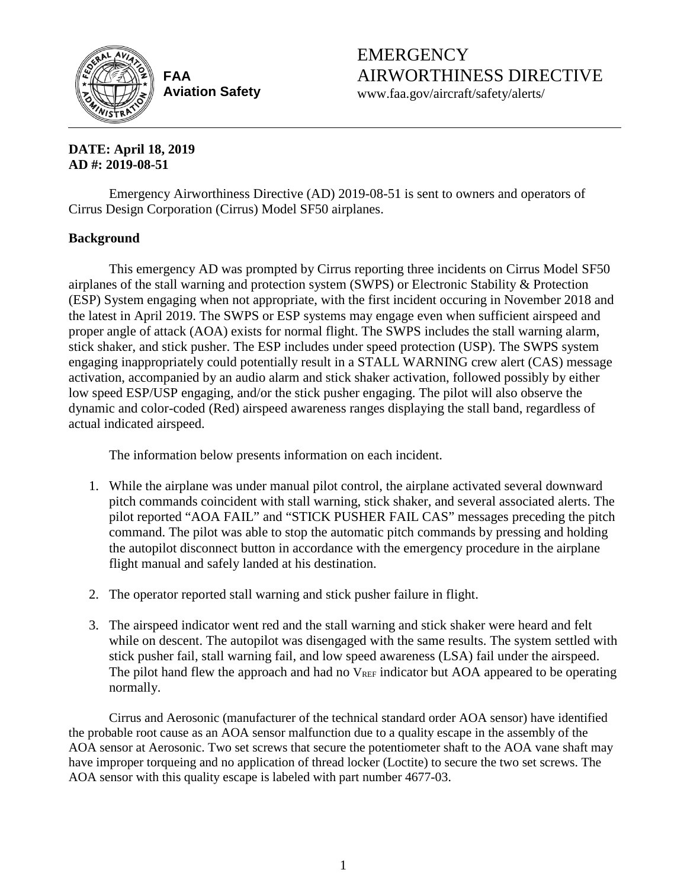**FAA**
**Aviation Safety**

# EMERGENCY AIRWORTHINESS DIRECTIVE

www.faa.gov/aircraft/safety/alerts/

**DATE: April 18, 2019**
**AD #: 2019-08-51**

Emergency Airworthiness Directive (AD) 2019-08-51 is sent to owners and operators of Cirrus Design Corporation (Cirrus) Model SF50 airplanes.

## Background

This emergency AD was prompted by Cirrus reporting three incidents on Cirrus Model SF50 airplanes of the stall warning and protection system (SWPS) or Electronic Stability & Protection (ESP) System engaging when not appropriate, with the first incident occuring in November 2018 and the latest in April 2019. The SWPS or ESP systems may engage even when sufficient airspeed and proper angle of attack (AOA) exists for normal flight. The SWPS includes the stall warning alarm, stick shaker, and stick pusher. The ESP includes under speed protection (USP). The SWPS system engaging inappropriately could potentially result in a STALL WARNING crew alert (CAS) message activation, accompanied by an audio alarm and stick shaker activation, followed possibly by either low speed ESP/USP engaging, and/or the stick pusher engaging. The pilot will also observe the dynamic and color-coded (Red) airspeed awareness ranges displaying the stall band, regardless of actual indicated airspeed.

The information below presents information on each incident.

1. While the airplane was under manual pilot control, the airplane activated several downward pitch commands coincident with stall warning, stick shaker, and several associated alerts. The pilot reported "AOA FAIL" and "STICK PUSHER FAIL CAS" messages preceding the pitch command. The pilot was able to stop the automatic pitch commands by pressing and holding the autopilot disconnect button in accordance with the emergency procedure in the airplane flight manual and safely landed at his destination.

2. The operator reported stall warning and stick pusher failure in flight.

3. The airspeed indicator went red and the stall warning and stick shaker were heard and felt while on descent. The autopilot was disengaged with the same results. The system settled with stick pusher fail, stall warning fail, and low speed awareness (LSA) fail under the airspeed. The pilot hand flew the approach and had no $V_{REF}$ indicator but AOA appeared to be operating normally.

Cirrus and Aerosonic (manufacturer of the technical standard order AOA sensor) have identified the probable root cause as an AOA sensor malfunction due to a quality escape in the assembly of the AOA sensor at Aerosonic. Two set screws that secure the potentiometer shaft to the AOA vane shaft may have improper torqueing and no application of thread locker (Loctite) to secure the two set screws. The AOA sensor with this quality escape is labeled with part number 4677-03.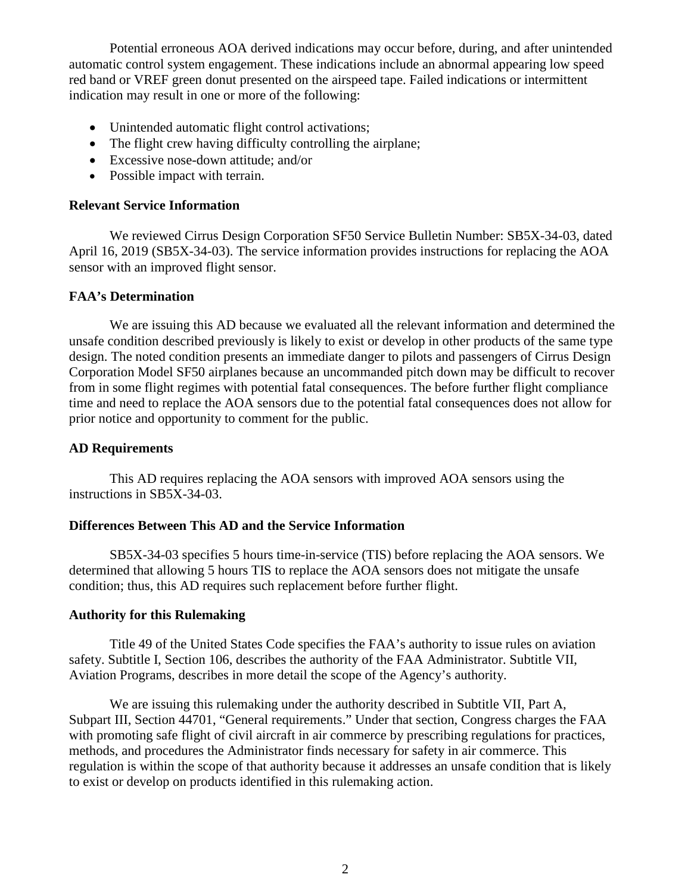Potential erroneous AOA derived indications may occur before, during, and after unintended automatic control system engagement. These indications include an abnormal appearing low speed red band or VREF green donut presented on the airspeed tape. Failed indications or intermittent indication may result in one or more of the following:

- Unintended automatic flight control activations;
- The flight crew having difficulty controlling the airplane;
- Excessive nose-down attitude; and/or
- Possible impact with terrain.

**Relevant Service Information**

We reviewed Cirrus Design Corporation SF50 Service Bulletin Number: SB5X-34-03, dated April 16, 2019 (SB5X-34-03). The service information provides instructions for replacing the AOA sensor with an improved flight sensor.

**FAA's Determination**

We are issuing this AD because we evaluated all the relevant information and determined the unsafe condition described previously is likely to exist or develop in other products of the same type design. The noted condition presents an immediate danger to pilots and passengers of Cirrus Design Corporation Model SF50 airplanes because an uncommanded pitch down may be difficult to recover from in some flight regimes with potential fatal consequences. The before further flight compliance time and need to replace the AOA sensors due to the potential fatal consequences does not allow for prior notice and opportunity to comment for the public.

**AD Requirements**

This AD requires replacing the AOA sensors with improved AOA sensors using the instructions in SB5X-34-03.

**Differences Between This AD and the Service Information**

SB5X-34-03 specifies 5 hours time-in-service (TIS) before replacing the AOA sensors. We determined that allowing 5 hours TIS to replace the AOA sensors does not mitigate the unsafe condition; thus, this AD requires such replacement before further flight.

**Authority for this Rulemaking**

Title 49 of the United States Code specifies the FAA's authority to issue rules on aviation safety. Subtitle I, Section 106, describes the authority of the FAA Administrator. Subtitle VII, Aviation Programs, describes in more detail the scope of the Agency's authority.

We are issuing this rulemaking under the authority described in Subtitle VII, Part A, Subpart III, Section 44701, "General requirements." Under that section, Congress charges the FAA with promoting safe flight of civil aircraft in air commerce by prescribing regulations for practices, methods, and procedures the Administrator finds necessary for safety in air commerce. This regulation is within the scope of that authority because it addresses an unsafe condition that is likely to exist or develop on products identified in this rulemaking action.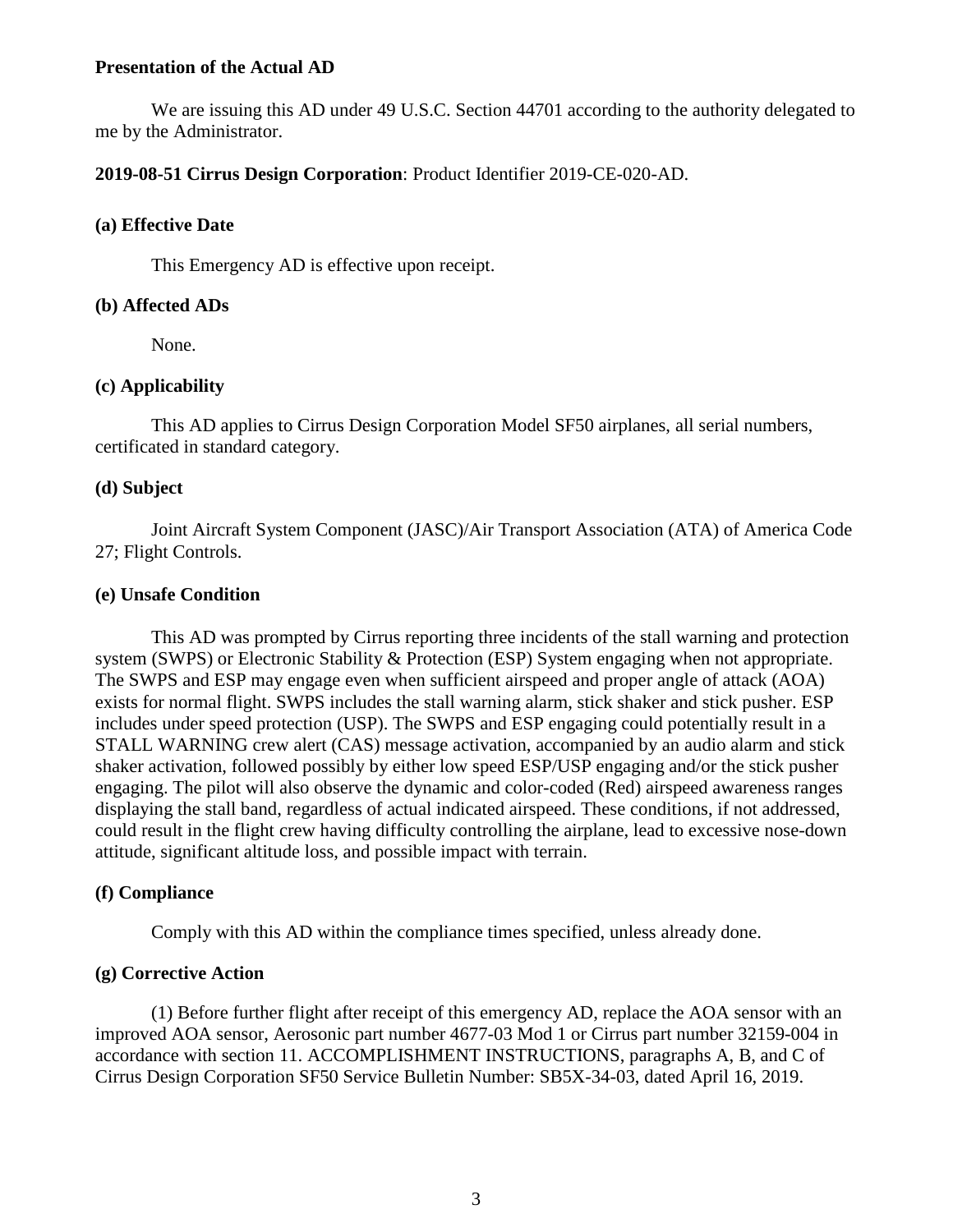**Presentation of the Actual AD**

We are issuing this AD under 49 U.S.C. Section 44701 according to the authority delegated to me by the Administrator.

**2019-08-51 Cirrus Design Corporation**: Product Identifier 2019-CE-020-AD.

**(a) Effective Date**

This Emergency AD is effective upon receipt.

**(b) Affected ADs**

None.

**(c) Applicability**

This AD applies to Cirrus Design Corporation Model SF50 airplanes, all serial numbers, certificated in standard category.

**(d) Subject**

Joint Aircraft System Component (JASC)/Air Transport Association (ATA) of America Code 27; Flight Controls.

**(e) Unsafe Condition**

This AD was prompted by Cirrus reporting three incidents of the stall warning and protection system (SWPS) or Electronic Stability & Protection (ESP) System engaging when not appropriate. The SWPS and ESP may engage even when sufficient airspeed and proper angle of attack (AOA) exists for normal flight. SWPS includes the stall warning alarm, stick shaker and stick pusher. ESP includes under speed protection (USP). The SWPS and ESP engaging could potentially result in a STALL WARNING crew alert (CAS) message activation, accompanied by an audio alarm and stick shaker activation, followed possibly by either low speed ESP/USP engaging and/or the stick pusher engaging. The pilot will also observe the dynamic and color-coded (Red) airspeed awareness ranges displaying the stall band, regardless of actual indicated airspeed. These conditions, if not addressed, could result in the flight crew having difficulty controlling the airplane, lead to excessive nose-down attitude, significant altitude loss, and possible impact with terrain.

**(f) Compliance**

Comply with this AD within the compliance times specified, unless already done.

**(g) Corrective Action**

(1) Before further flight after receipt of this emergency AD, replace the AOA sensor with an improved AOA sensor, Aerosonic part number 4677-03 Mod 1 or Cirrus part number 32159-004 in accordance with section 11. ACCOMPLISHMENT INSTRUCTIONS, paragraphs A, B, and C of Cirrus Design Corporation SF50 Service Bulletin Number: SB5X-34-03, dated April 16, 2019.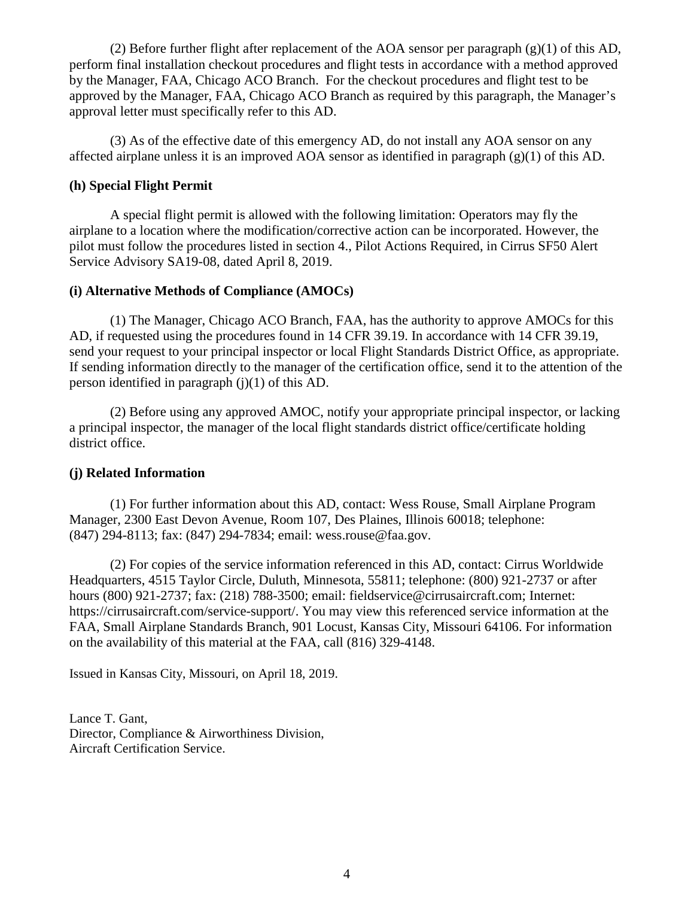(2) Before further flight after replacement of the AOA sensor per paragraph (g)(1) of this AD, perform final installation checkout procedures and flight tests in accordance with a method approved by the Manager, FAA, Chicago ACO Branch. For the checkout procedures and flight test to be approved by the Manager, FAA, Chicago ACO Branch as required by this paragraph, the Manager's approval letter must specifically refer to this AD.

(3) As of the effective date of this emergency AD, do not install any AOA sensor on any affected airplane unless it is an improved AOA sensor as identified in paragraph (g)(1) of this AD.

**(h) Special Flight Permit**

A special flight permit is allowed with the following limitation: Operators may fly the airplane to a location where the modification/corrective action can be incorporated. However, the pilot must follow the procedures listed in section 4., Pilot Actions Required, in Cirrus SF50 Alert Service Advisory SA19-08, dated April 8, 2019.

**(i) Alternative Methods of Compliance (AMOCs)**

(1) The Manager, Chicago ACO Branch, FAA, has the authority to approve AMOCs for this AD, if requested using the procedures found in 14 CFR 39.19. In accordance with 14 CFR 39.19, send your request to your principal inspector or local Flight Standards District Office, as appropriate. If sending information directly to the manager of the certification office, send it to the attention of the person identified in paragraph (j)(1) of this AD.

(2) Before using any approved AMOC, notify your appropriate principal inspector, or lacking a principal inspector, the manager of the local flight standards district office/certificate holding district office.

**(j) Related Information**

(1) For further information about this AD, contact: Wess Rouse, Small Airplane Program Manager, 2300 East Devon Avenue, Room 107, Des Plaines, Illinois 60018; telephone: (847) 294-8113; fax: (847) 294-7834; email: wess.rouse@faa.gov.

(2) For copies of the service information referenced in this AD, contact: Cirrus Worldwide Headquarters, 4515 Taylor Circle, Duluth, Minnesota, 55811; telephone: (800) 921-2737 or after hours (800) 921-2737; fax: (218) 788-3500; email: fieldservice@cirrusaircraft.com; Internet: https://cirrusaircraft.com/service-support/. You may view this referenced service information at the FAA, Small Airplane Standards Branch, 901 Locust, Kansas City, Missouri 64106. For information on the availability of this material at the FAA, call (816) 329-4148.

Issued in Kansas City, Missouri, on April 18, 2019.

Lance T. Gant,
Director, Compliance & Airworthiness Division,
Aircraft Certification Service.